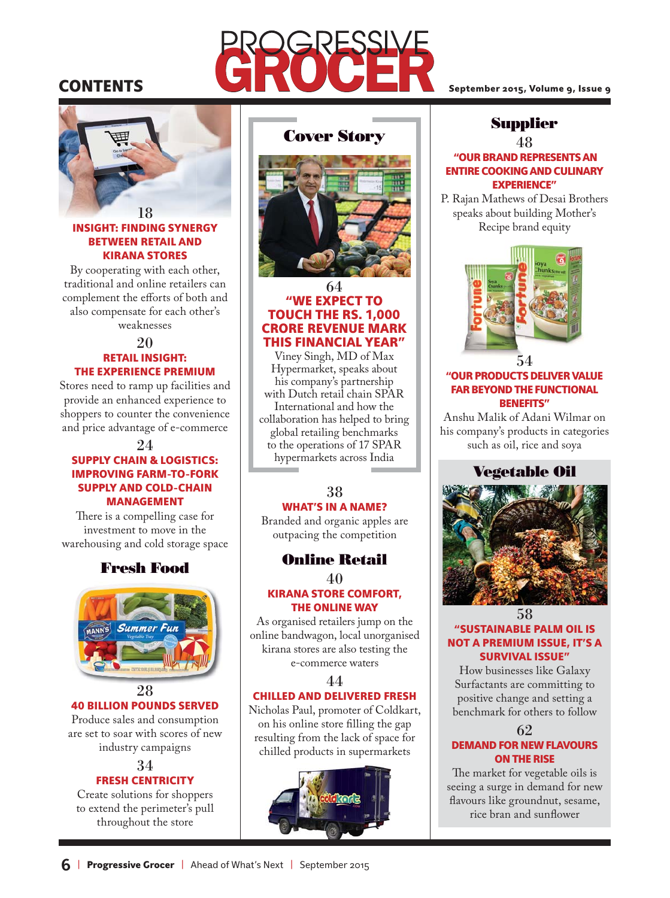# CONTENTS

# PROGRESSIVE GROCER

September 2015, Volume 9, Issue 9

18

### INSIGHT: FINDING SYNERGY BETWEEN RETAIL AND KIRANA STORES

By cooperating with each other, traditional and online retailers can complement the efforts of both and also compensate for each other's weaknesses

20

### RETAIL INSIGHT: THE EXPERIENCE PREMIUM

Stores need to ramp up facilities and provide an enhanced experience to shoppers to counter the convenience and price advantage of e-commerce

24

### SUPPLY CHAIN & LOGISTICS: IMPROVING FARM-TO-FORK SUPPLY AND COLD-CHAIN MANAGEMENT

There is a compelling case for investment to move in the warehousing and cold storage space

## Fresh Food

28

### 40 BILLION POUNDS SERVED

Produce sales and consumption are set to soar with scores of new industry campaigns

34

### FRESH CENTRICITY

Create solutions for shoppers to extend the perimeter's pull throughout the store

## Cover Story

64

### "WE EXPECT TO TOUCH THE RS. 1,000 CRORE REVENUE MARK THIS FINANCIAL YEAR"

Viney Singh, MD of Max Hypermarket, speaks about his company's partnership with Dutch retail chain SPAR International and how the collaboration has helped to bring global retailing benchmarks to the operations of 17 SPAR hypermarkets across India

38

### WHAT'S IN A NAME?

Branded and organic apples are outpacing the competition

## Online Retail

40

### KIRANA STORE COMFORT, THE ONLINE WAY

As organised retailers jump on the online bandwagon, local unorganised kirana stores are also testing the e-commerce waters

44

### CHILLED AND DELIVERED FRESH

Nicholas Paul, promoter of Coldkart, on his online store filling the gap resulting from the lack of space for chilled products in supermarkets

## Supplier

48

### "OUR BRAND REPRESENTS AN ENTIRE COOKING AND CULINARY EXPERIENCE"

P. Rajan Mathews of Desai Brothers speaks about building Mother's Recipe brand equity

54

### "OUR PRODUCTS DELIVER VALUE FAR BEYOND THE FUNCTIONAL BENEFITS"

Anshu Malik of Adani Wilmar on his company's products in categories such as oil, rice and soya

## Vegetable Oil

58

### "SUSTAINABLE PALM OIL IS NOT A PREMIUM ISSUE, IT'S A SURVIVAL ISSUE"

How businesses like Galaxy Surfactants are committing to positive change and setting a benchmark for others to follow

62

### DEMAND FOR NEW FLAVOURS ON THE RISE

The market for vegetable oils is seeing a surge in demand for new flavours like groundnut, sesame, rice bran and sunflower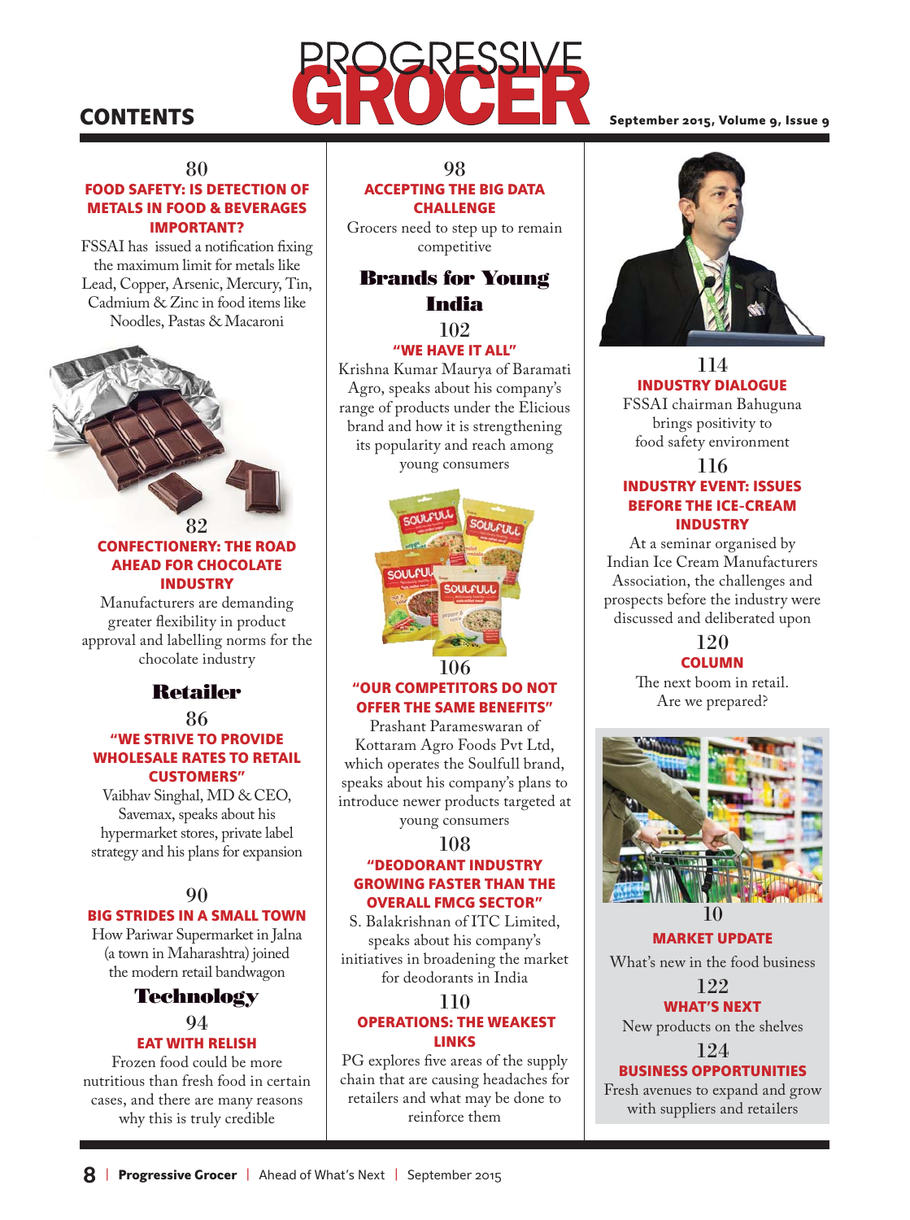# CONTENTS

**PROGRESSIVE GROCER**

September 2015, Volume 9, Issue 9

80
### FOOD SAFETY: IS DETECTION OF METALS IN FOOD & BEVERAGES IMPORTANT?
FSSAI has issued a notification fixing the maximum limit for metals like Lead, Copper, Arsenic, Mercury, Tin, Cadmium & Zinc in food items like Noodles, Pastas & Macaroni

82
### CONFECTIONERY: THE ROAD AHEAD FOR CHOCOLATE INDUSTRY
Manufacturers are demanding greater flexibility in product approval and labelling norms for the chocolate industry

## Retailer

86
### "WE STRIVE TO PROVIDE WHOLESALE RATES TO RETAIL CUSTOMERS"
Vaibhav Singhal, MD & CEO, Savemax, speaks about his hypermarket stores, private label strategy and his plans for expansion

90
### BIG STRIDES IN A SMALL TOWN
How Pariwar Supermarket in Jalna (a town in Maharashtra) joined the modern retail bandwagon

## Technology

94
### EAT WITH RELISH
Frozen food could be more nutritious than fresh food in certain cases, and there are many reasons why this is truly credible

98
### ACCEPTING THE BIG DATA CHALLENGE
Grocers need to step up to remain competitive

## Brands for Young India

102
### "WE HAVE IT ALL"
Krishna Kumar Maurya of Baramati Agro, speaks about his company's range of products under the Elicious brand and how it is strengthening its popularity and reach among young consumers

106
### "OUR COMPETITORS DO NOT OFFER THE SAME BENEFITS"
Prashant Parameswaran of Kottaram Agro Foods Pvt Ltd, which operates the Soulfull brand, speaks about his company's plans to introduce newer products targeted at young consumers

108
### "DEODORANT INDUSTRY GROWING FASTER THAN THE OVERALL FMCG SECTOR"
S. Balakrishnan of ITC Limited, speaks about his company's initiatives in broadening the market for deodorants in India

110
### OPERATIONS: THE WEAKEST LINKS
PG explores five areas of the supply chain that are causing headaches for retailers and what may be done to reinforce them

114
### INDUSTRY DIALOGUE
FSSAI chairman Bahuguna brings positivity to food safety environment

116
### INDUSTRY EVENT: ISSUES BEFORE THE ICE-CREAM INDUSTRY
At a seminar organised by Indian Ice Cream Manufacturers Association, the challenges and prospects before the industry were discussed and deliberated upon

120
### COLUMN
The next boom in retail. Are we prepared?

10
### MARKET UPDATE
What's new in the food business

122
### WHAT'S NEXT
New products on the shelves

124
### BUSINESS OPPORTUNITIES
Fresh avenues to expand and grow with suppliers and retailers